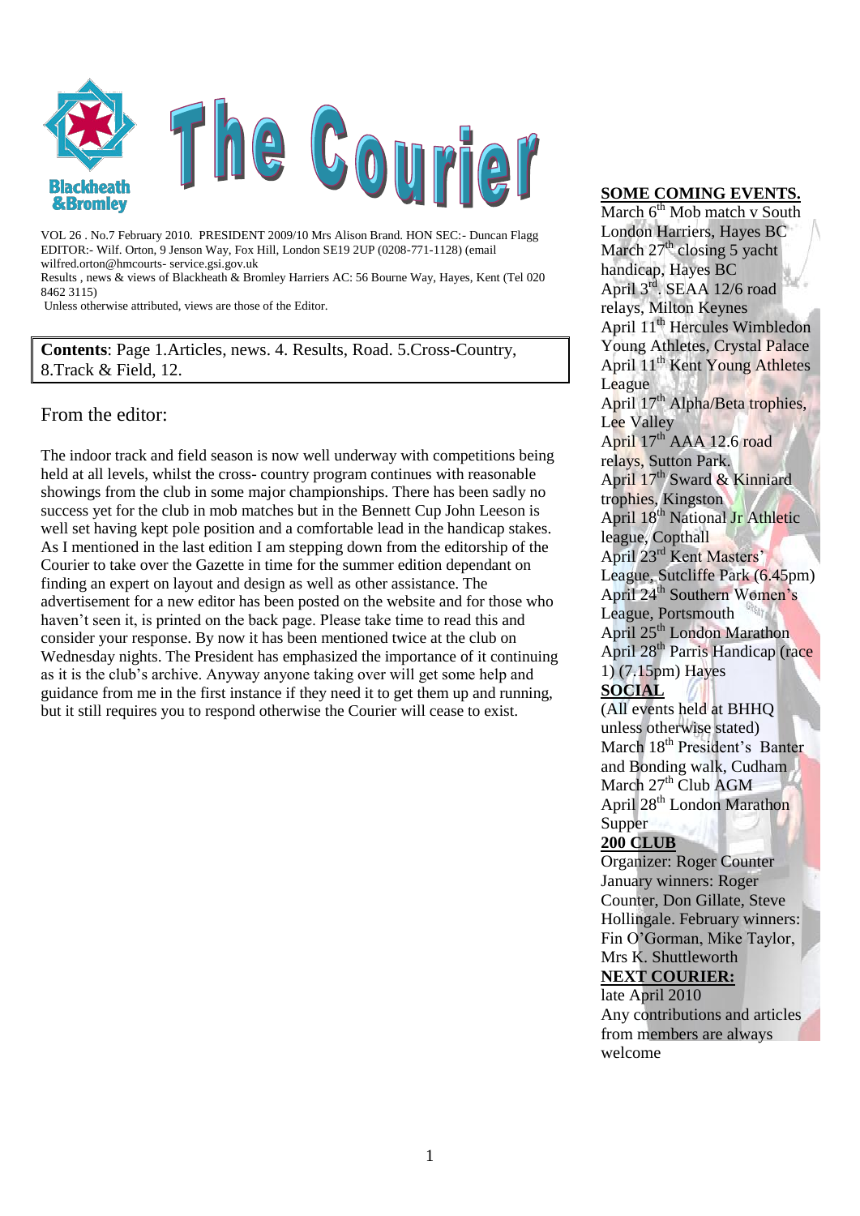# The Courier

Blackheath & Bromley

VOL 26 . No.7 February 2010. PRESIDENT 2009/10 Mrs Alison Brand. HON SEC:- Duncan Flagg
EDITOR:- Wilf. Orton, 9 Jenson Way, Fox Hill, London SE19 2UP (0208-771-1128) (email wilfred.orton@hmcourts- service.gsi.gov.uk
Results , news & views of Blackheath & Bromley Harriers AC: 56 Bourne Way, Hayes, Kent (Tel 020 8462 3115)
Unless otherwise attributed, views are those of the Editor.

**Contents**: Page 1.Articles, news. 4. Results, Road. 5.Cross-Country, 8.Track & Field, 12.

## From the editor:

The indoor track and field season is now well underway with competitions being held at all levels, whilst the cross- country program continues with reasonable showings from the club in some major championships. There has been sadly no success yet for the club in mob matches but in the Bennett Cup John Leeson is well set having kept pole position and a comfortable lead in the handicap stakes. As I mentioned in the last edition I am stepping down from the editorship of the Courier to take over the Gazette in time for the summer edition dependant on finding an expert on layout and design as well as other assistance. The advertisement for a new editor has been posted on the website and for those who haven't seen it, is printed on the back page. Please take time to read this and consider your response. By now it has been mentioned twice at the club on Wednesday nights. The President has emphasized the importance of it continuing as it is the club's archive. Anyway anyone taking over will get some help and guidance from me in the first instance if they need it to get them up and running, but it still requires you to respond otherwise the Courier will cease to exist.

**SOME COMING EVENTS.**

March 6th Mob match v South London Harriers, Hayes BC
March 27th closing 5 yacht handicap, Hayes BC
April 3rd. SEAA 12/6 road relays, Milton Keynes
April 11th Hercules Wimbledon Young Athletes, Crystal Palace
April 11th Kent Young Athletes League
April 17th Alpha/Beta trophies, Lee Valley
April 17th AAA 12.6 road relays, Sutton Park.
April 17th Sward & Kinniard trophies, Kingston
April 18th National Jr Athletic league, Copthall
April 23rd Kent Masters' League, Sutcliffe Park (6.45pm)
April 24th Southern Women's League, Portsmouth
April 25th London Marathon
April 28th Parris Handicap (race 1) (7.15pm) Hayes

**SOCIAL**

(All events held at BHHQ unless otherwise stated)
March 18th President's Banter and Bonding walk, Cudham
March 27th Club AGM
April 28th London Marathon Supper

**200 CLUB**

Organizer: Roger Counter
January winners: Roger Counter, Don Gillate, Steve Hollingale. February winners: Fin O'Gorman, Mike Taylor, Mrs K. Shuttleworth

**NEXT COURIER:**

late April 2010
Any contributions and articles from members are always welcome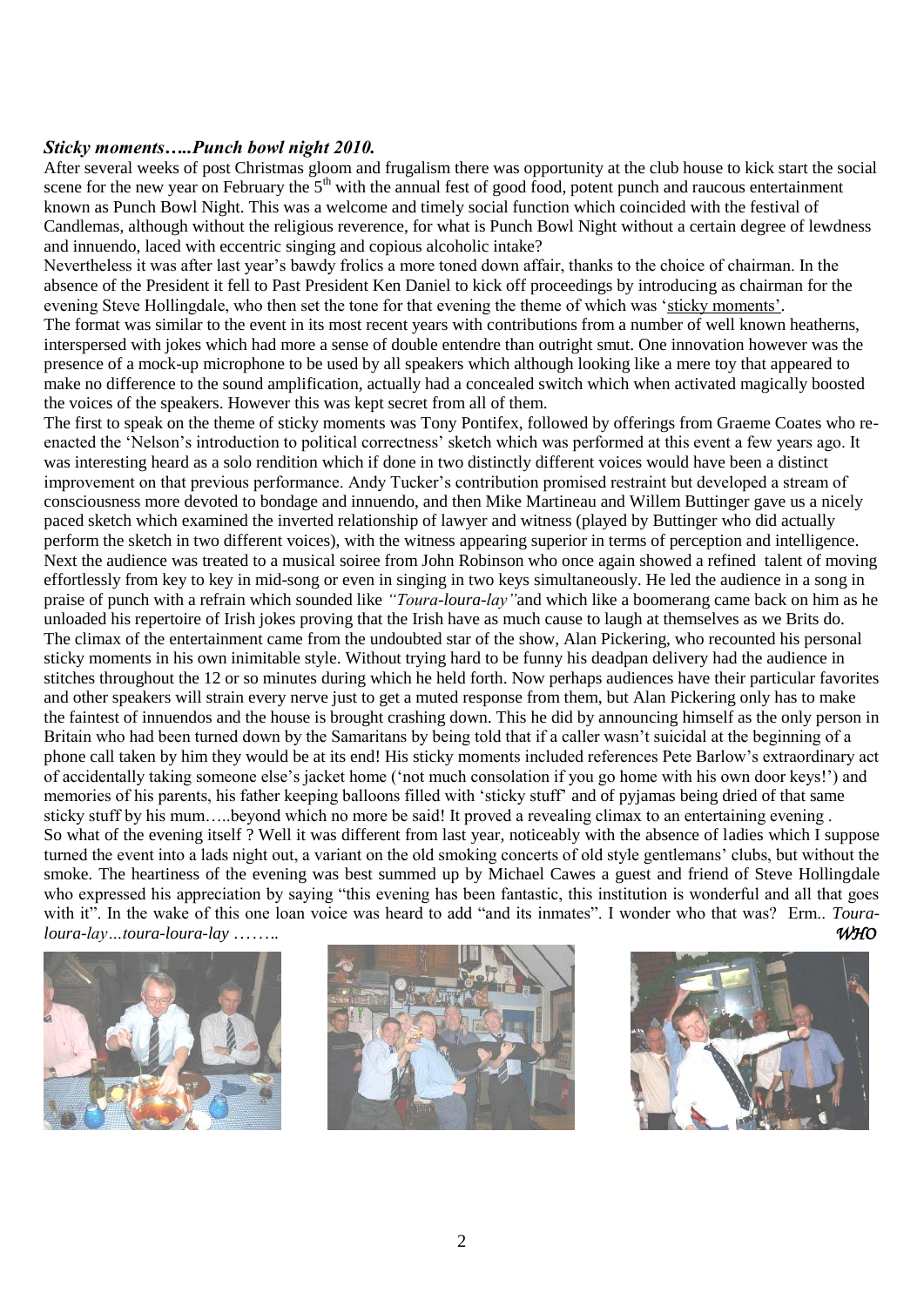### *Sticky moments…..Punch bowl night 2010.*

After several weeks of post Christmas gloom and frugalism there was opportunity at the club house to kick start the social scene for the new year on February the 5th with the annual fest of good food, potent punch and raucous entertainment known as Punch Bowl Night. This was a welcome and timely social function which coincided with the festival of Candlemas, although without the religious reverence, for what is Punch Bowl Night without a certain degree of lewdness and innuendo, laced with eccentric singing and copious alcoholic intake?

Nevertheless it was after last year's bawdy frolics a more toned down affair, thanks to the choice of chairman. In the absence of the President it fell to Past President Ken Daniel to kick off proceedings by introducing as chairman for the evening Steve Hollingdale, who then set the tone for that evening the theme of which was 'sticky moments'.

The format was similar to the event in its most recent years with contributions from a number of well known heatherns, interspersed with jokes which had more a sense of double entendre than outright smut. One innovation however was the presence of a mock-up microphone to be used by all speakers which although looking like a mere toy that appeared to make no difference to the sound amplification, actually had a concealed switch which when activated magically boosted the voices of the speakers. However this was kept secret from all of them.

The first to speak on the theme of sticky moments was Tony Pontifex, followed by offerings from Graeme Coates who re-enacted the 'Nelson's introduction to political correctness' sketch which was performed at this event a few years ago. It was interesting heard as a solo rendition which if done in two distinctly different voices would have been a distinct improvement on that previous performance. Andy Tucker's contribution promised restraint but developed a stream of consciousness more devoted to bondage and innuendo, and then Mike Martineau and Willem Buttinger gave us a nicely paced sketch which examined the inverted relationship of lawyer and witness (played by Buttinger who did actually perform the sketch in two different voices), with the witness appearing superior in terms of perception and intelligence.

Next the audience was treated to a musical soiree from John Robinson who once again showed a refined talent of moving effortlessly from key to key in mid-song or even in singing in two keys simultaneously. He led the audience in a song in praise of punch with a refrain which sounded like *"Toura-loura-lay"* and which like a boomerang came back on him as he unloaded his repertoire of Irish jokes proving that the Irish have as much cause to laugh at themselves as we Brits do.

The climax of the entertainment came from the undoubted star of the show, Alan Pickering, who recounted his personal sticky moments in his own inimitable style. Without trying hard to be funny his deadpan delivery had the audience in stitches throughout the 12 or so minutes during which he held forth. Now perhaps audiences have their particular favorites and other speakers will strain every nerve just to get a muted response from them, but Alan Pickering only has to make the faintest of innuendos and the house is brought crashing down. This he did by announcing himself as the only person in Britain who had been turned down by the Samaritans by being told that if a caller wasn't suicidal at the beginning of a phone call taken by him they would be at its end! His sticky moments included references Pete Barlow's extraordinary act of accidentally taking someone else's jacket home ('not much consolation if you go home with his own door keys!') and memories of his parents, his father keeping balloons filled with 'sticky stuff' and of pyjamas being dried of that same sticky stuff by his mum…..beyond which no more be said! It proved a revealing climax to an entertaining evening .

So what of the evening itself ? Well it was different from last year, noticeably with the absence of ladies which I suppose turned the event into a lads night out, a variant on the old smoking concerts of old style gentlemans' clubs, but without the smoke. The heartiness of the evening was best summed up by Michael Cawes a guest and friend of Steve Hollingdale who expressed his appreciation by saying "this evening has been fantastic, this institution is wonderful and all that goes with it". In the wake of this one loan voice was heard to add "and its inmates". I wonder who that was? Erm.. *Toura-loura-lay…toura-loura-lay ……..*

*WHO*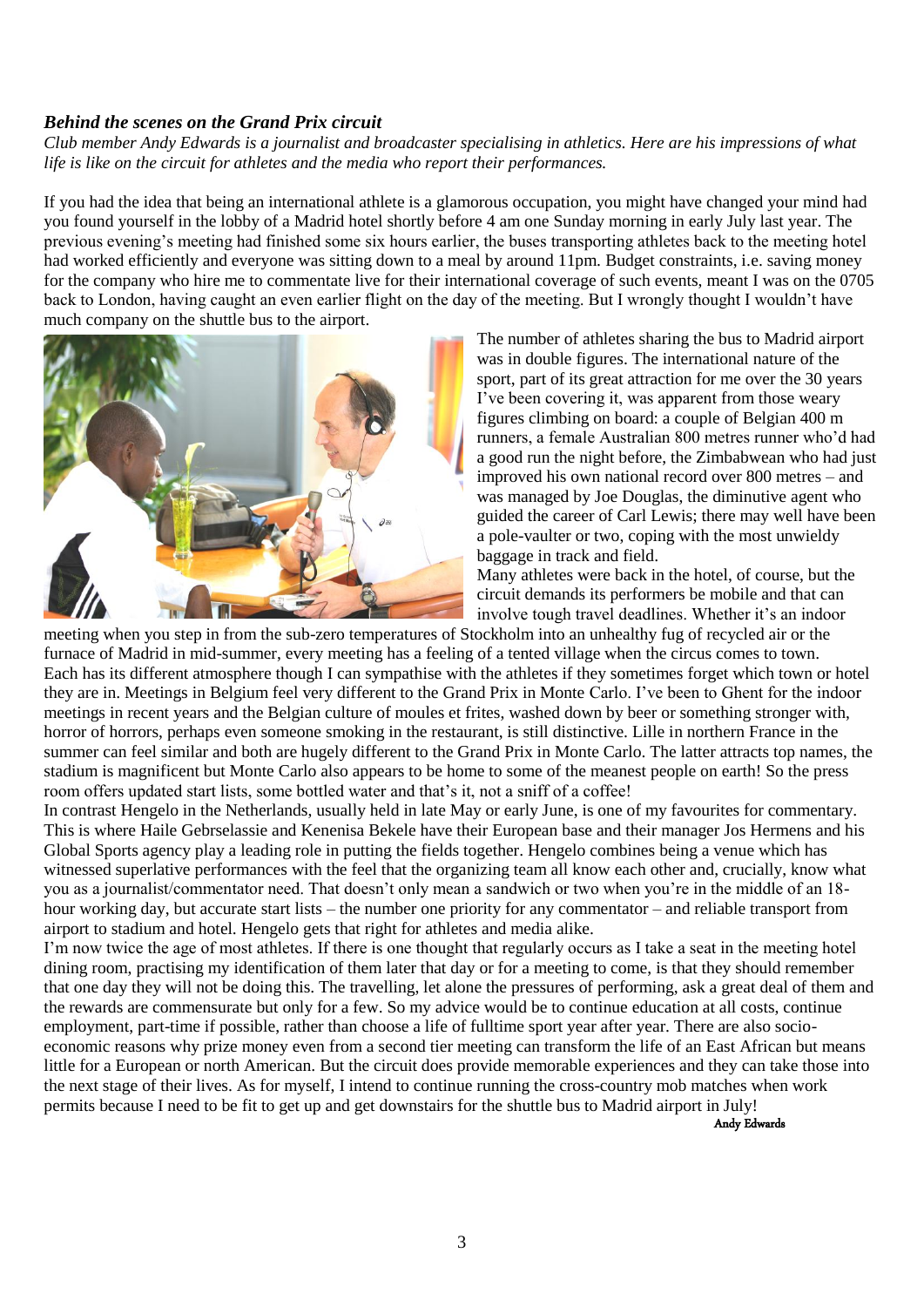### *Behind the scenes on the Grand Prix circuit*

*Club member Andy Edwards is a journalist and broadcaster specialising in athletics. Here are his impressions of what life is like on the circuit for athletes and the media who report their performances.*

If you had the idea that being an international athlete is a glamorous occupation, you might have changed your mind had you found yourself in the lobby of a Madrid hotel shortly before 4 am one Sunday morning in early July last year. The previous evening's meeting had finished some six hours earlier, the buses transporting athletes back to the meeting hotel had worked efficiently and everyone was sitting down to a meal by around 11pm. Budget constraints, i.e. saving money for the company who hire me to commentate live for their international coverage of such events, meant I was on the 0705 back to London, having caught an even earlier flight on the day of the meeting. But I wrongly thought I wouldn't have much company on the shuttle bus to the airport.

The number of athletes sharing the bus to Madrid airport was in double figures. The international nature of the sport, part of its great attraction for me over the 30 years I've been covering it, was apparent from those weary figures climbing on board: a couple of Belgian 400 m runners, a female Australian 800 metres runner who'd had a good run the night before, the Zimbabwean who had just improved his own national record over 800 metres – and was managed by Joe Douglas, the diminutive agent who guided the career of Carl Lewis; there may well have been a pole-vaulter or two, coping with the most unwieldy baggage in track and field.

Many athletes were back in the hotel, of course, but the circuit demands its performers be mobile and that can involve tough travel deadlines. Whether it's an indoor meeting when you step in from the sub-zero temperatures of Stockholm into an unhealthy fug of recycled air or the furnace of Madrid in mid-summer, every meeting has a feeling of a tented village when the circus comes to town.

Each has its different atmosphere though I can sympathise with the athletes if they sometimes forget which town or hotel they are in. Meetings in Belgium feel very different to the Grand Prix in Monte Carlo. I've been to Ghent for the indoor meetings in recent years and the Belgian culture of moules et frites, washed down by beer or something stronger with, horror of horrors, perhaps even someone smoking in the restaurant, is still distinctive. Lille in northern France in the summer can feel similar and both are hugely different to the Grand Prix in Monte Carlo. The latter attracts top names, the stadium is magnificent but Monte Carlo also appears to be home to some of the meanest people on earth! So the press room offers updated start lists, some bottled water and that's it, not a sniff of a coffee!

In contrast Hengelo in the Netherlands, usually held in late May or early June, is one of my favourites for commentary. This is where Haile Gebrselassie and Kenenisa Bekele have their European base and their manager Jos Hermens and his Global Sports agency play a leading role in putting the fields together. Hengelo combines being a venue which has witnessed superlative performances with the feel that the organizing team all know each other and, crucially, know what you as a journalist/commentator need. That doesn't only mean a sandwich or two when you're in the middle of an 18-hour working day, but accurate start lists – the number one priority for any commentator – and reliable transport from airport to stadium and hotel. Hengelo gets that right for athletes and media alike.

I'm now twice the age of most athletes. If there is one thought that regularly occurs as I take a seat in the meeting hotel dining room, practising my identification of them later that day or for a meeting to come, is that they should remember that one day they will not be doing this. The travelling, let alone the pressures of performing, ask a great deal of them and the rewards are commensurate but only for a few. So my advice would be to continue education at all costs, continue employment, part-time if possible, rather than choose a life of fulltime sport year after year. There are also socio-economic reasons why prize money even from a second tier meeting can transform the life of an East African but means little for a European or north American. But the circuit does provide memorable experiences and they can take those into the next stage of their lives. As for myself, I intend to continue running the cross-country mob matches when work permits because I need to be fit to get up and get downstairs for the shuttle bus to Madrid airport in July!

**Andy Edwards**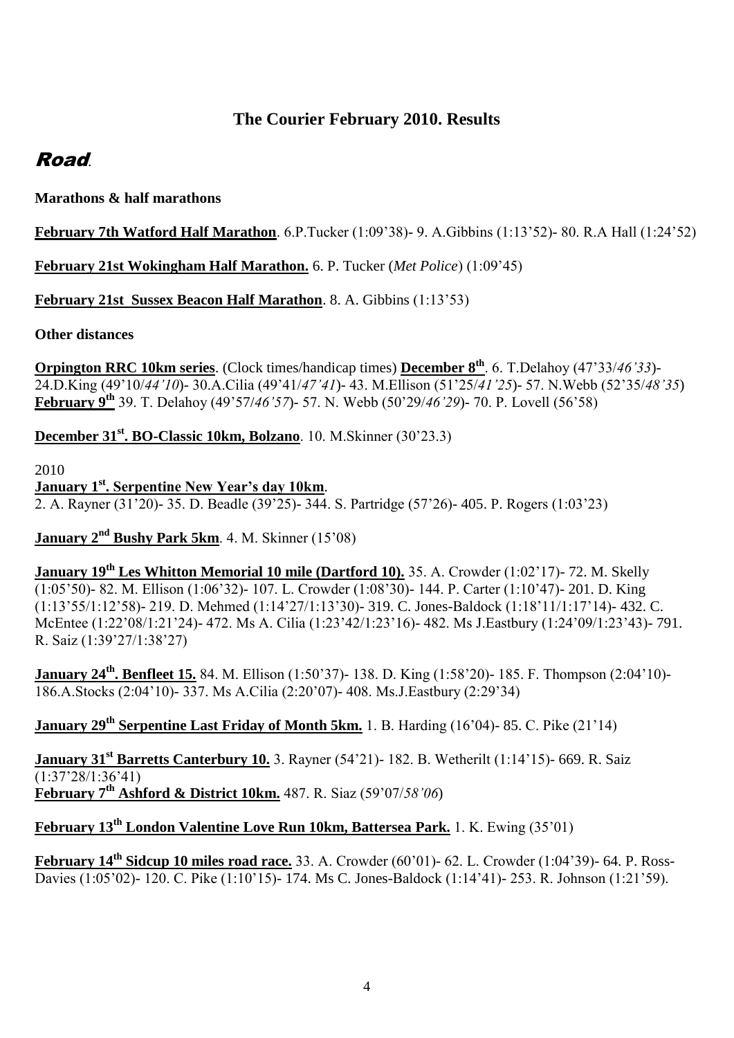## The Courier February 2010. Results

# Road.

**Marathons & half marathons**

**February 7th Watford Half Marathon**. 6.P.Tucker (1:09'38)- 9. A.Gibbins (1:13'52)- 80. R.A Hall (1:24'52)

**February 21st Wokingham Half Marathon.** 6. P. Tucker (*Met Police*) (1:09'45)

**February 21st Sussex Beacon Half Marathon**. 8. A. Gibbins (1:13'53)

**Other distances**

**Orpington RRC 10km series**. (Clock times/handicap times) **December 8th**. 6. T.Delahoy (47'33/*46'33*)- 24.D.King (49'10/*44'10*)- 30.A.Cilia (49'41/*47'41*)- 43. M.Ellison (51'25/*41'25*)- 57. N.Webb (52'35/*48'35*) **February 9th** 39. T. Delahoy (49'57/*46'57*)- 57. N. Webb (50'29/*46'29*)- 70. P. Lovell (56'58)

**December 31st. BO-Classic 10km, Bolzano**. 10. M.Skinner (30'23.3)

2010

**January 1st. Serpentine New Year's day 10km**.
2. A. Rayner (31'20)- 35. D. Beadle (39'25)- 344. S. Partridge (57'26)- 405. P. Rogers (1:03'23)

**January 2nd Bushy Park 5km**. 4. M. Skinner (15'08)

**January 19th Les Whitton Memorial 10 mile (Dartford 10).** 35. A. Crowder (1:02'17)- 72. M. Skelly (1:05'50)- 82. M. Ellison (1:06'32)- 107. L. Crowder (1:08'30)- 144. P. Carter (1:10'47)- 201. D. King (1:13'55/1:12'58)- 219. D. Mehmed (1:14'27/1:13'30)- 319. C. Jones-Baldock (1:18'11/1:17'14)- 432. C. McEntee (1:22'08/1:21'24)- 472. Ms A. Cilia (1:23'42/1:23'16)- 482. Ms J.Eastbury (1:24'09/1:23'43)- 791. R. Saiz (1:39'27/1:38'27)

**January 24th. Benfleet 15.** 84. M. Ellison (1:50'37)- 138. D. King (1:58'20)- 185. F. Thompson (2:04'10)- 186.A.Stocks (2:04'10)- 337. Ms A.Cilia (2:20'07)- 408. Ms.J.Eastbury (2:29'34)

**January 29th Serpentine Last Friday of Month 5km.** 1. B. Harding (16'04)- 85. C. Pike (21'14)

**January 31st Barretts Canterbury 10.** 3. Rayner (54'21)- 182. B. Wetherilt (1:14'15)- 669. R. Saiz (1:37'28/1:36'41)
**February 7th Ashford & District 10km.** 487. R. Siaz (59'07/*58'06*)

**February 13th London Valentine Love Run 10km, Battersea Park.** 1. K. Ewing (35'01)

**February 14th Sidcup 10 miles road race.** 33. A. Crowder (60'01)- 62. L. Crowder (1:04'39)- 64. P. Ross-Davies (1:05'02)- 120. C. Pike (1:10'15)- 174. Ms C. Jones-Baldock (1:14'41)- 253. R. Johnson (1:21'59).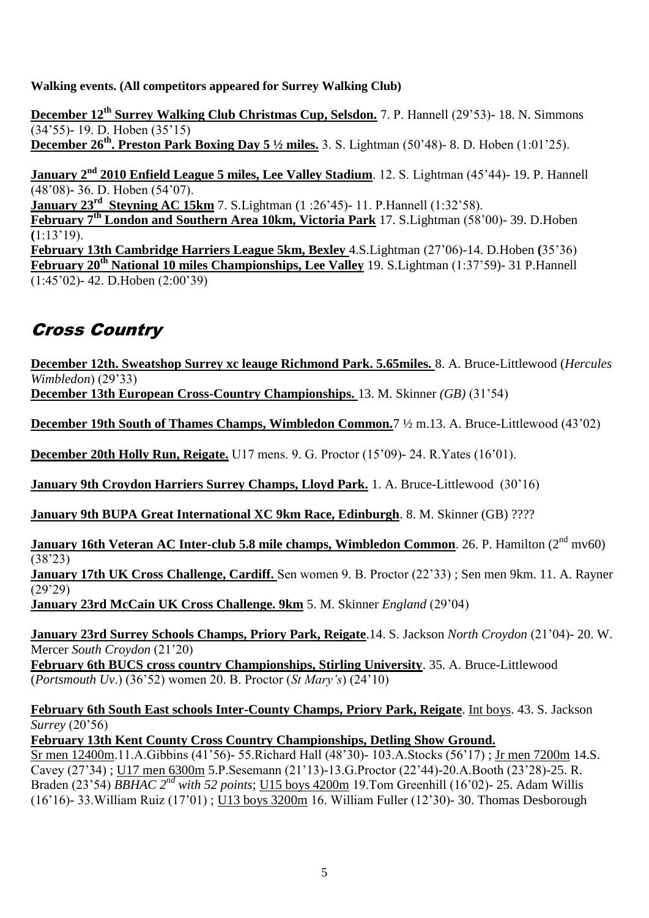**Walking events. (All competitors appeared for Surrey Walking Club)**

**December 12th Surrey Walking Club Christmas Cup, Selsdon.** 7. P. Hannell (29'53)- 18. N. Simmons (34'55)- 19. D. Hoben (35'15)
**December 26th. Preston Park Boxing Day 5 ½ miles.** 3. S. Lightman (50'48)- 8. D. Hoben (1:01'25).

**January 2nd 2010 Enfield League 5 miles, Lee Valley Stadium**. 12. S. Lightman (45'44)- 19. P. Hannell (48'08)- 36. D. Hoben (54'07).
**January 23rd Steyning AC 15km** 7. S.Lightman (1 :26'45)- 11. P.Hannell (1:32'58).
**February 7th London and Southern Area 10km, Victoria Park** 17. S.Lightman (58'00)- 39. D.Hoben (1:13'19).
**February 13th Cambridge Harriers League 5km, Bexley** 4.S.Lightman (27'06)-14. D.Hoben (35'36)
**February 20th National 10 miles Championships, Lee Valley** 19. S.Lightman (1:37'59)- 31 P.Hannell (1:45'02)- 42. D.Hoben (2:00'39)

# Cross Country

**December 12th. Sweatshop Surrey xc leauge Richmond Park. 5.65miles.** 8. A. Bruce-Littlewood (*Hercules Wimbledon*) (29'33)
**December 13th European Cross-Country Championships.** 13. M. Skinner *(GB)* (31'54)

**December 19th South of Thames Champs, Wimbledon Common.** 7 ½ m.13. A. Bruce-Littlewood (43'02)

**December 20th Holly Run, Reigate.** U17 mens. 9. G. Proctor (15'09)- 24. R.Yates (16'01).

**January 9th Croydon Harriers Surrey Champs, Lloyd Park.** 1. A. Bruce-Littlewood (30'16)

**January 9th BUPA Great International XC 9km Race, Edinburgh**. 8. M. Skinner (GB) ????

**January 16th Veteran AC Inter-club 5.8 mile champs, Wimbledon Common**. 26. P. Hamilton (2nd mv60) (38'23)
**January 17th UK Cross Challenge, Cardiff.** Sen women 9. B. Proctor (22'33) ; Sen men 9km. 11. A. Rayner (29'29)
**January 23rd McCain UK Cross Challenge. 9km** 5. M. Skinner *England* (29'04)

**January 23rd Surrey Schools Champs, Priory Park, Reigate**.14. S. Jackson *North Croydon* (21'04)- 20. W. Mercer *South Croydon* (21'20)
**February 6th BUCS cross country Championships, Stirling University**. 35. A. Bruce-Littlewood (*Portsmouth Uv*.) (36'52) women 20. B. Proctor (*St Mary's*) (24'10)

**February 6th South East schools Inter-County Champs, Priory Park, Reigate**. Int boys. 43. S. Jackson *Surrey* (20'56)
**February 13th Kent County Cross Country Championships, Detling Show Ground.**
Sr men 12400m.11.A.Gibbins (41'56)- 55.Richard Hall (48'30)- 103.A.Stocks (56'17) ; Jr men 7200m 14.S. Cavey (27'34) ; U17 men 6300m 5.P.Sesemann (21'13)-13.G.Proctor (22'44)-20.A.Booth (23'28)-25. R. Braden (23'54) *BBHAC 2nd with 52 points*; U15 boys 4200m 19.Tom Greenhill (16'02)- 25. Adam Willis (16'16)- 33.William Ruiz (17'01) ; U13 boys 3200m 16. William Fuller (12'30)- 30. Thomas Desborough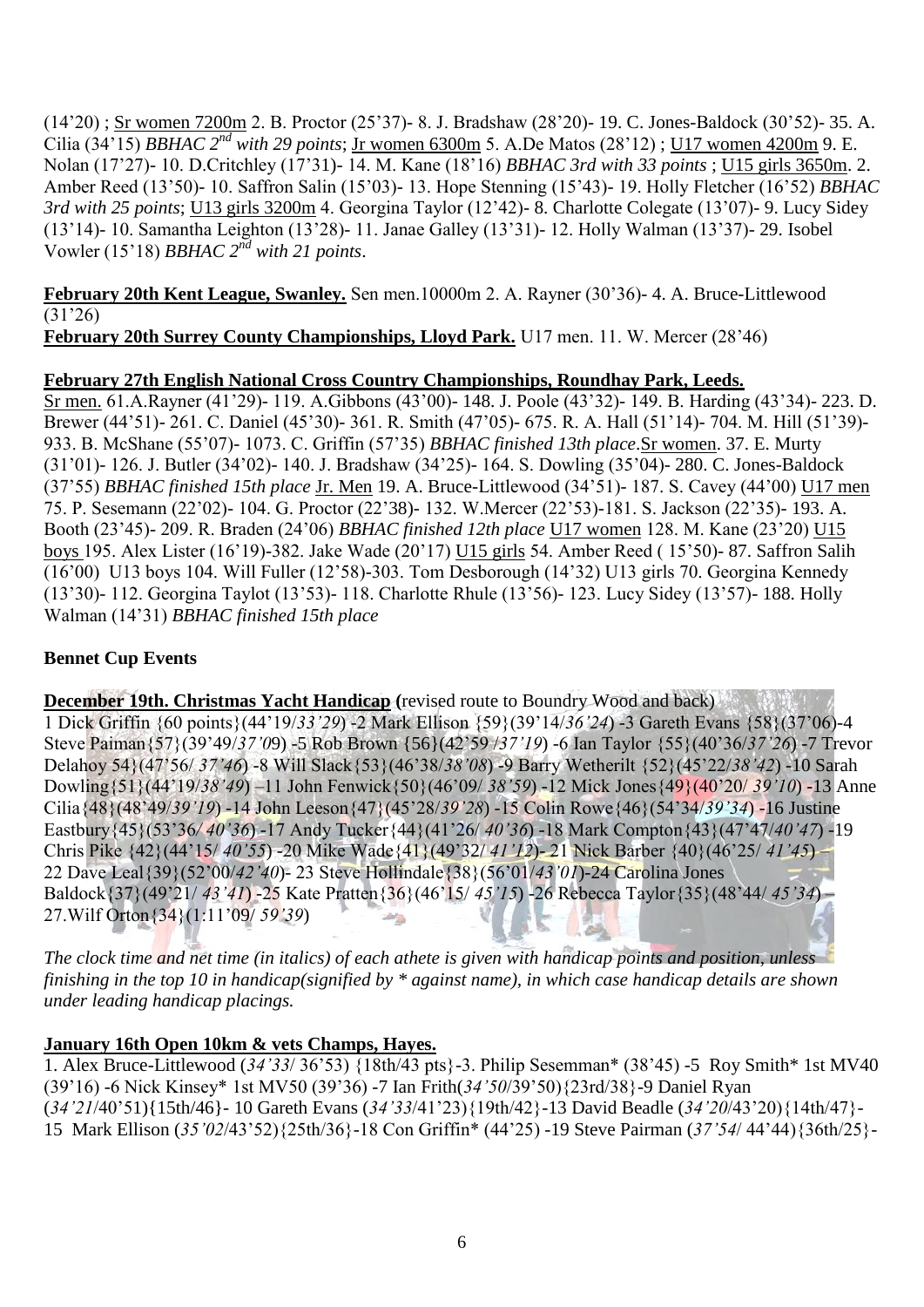(14'20) ; Sr women 7200m 2. B. Proctor (25'37)- 8. J. Bradshaw (28'20)- 19. C. Jones-Baldock (30'52)- 35. A. Cilia (34'15) *BBHAC 2nd with 29 points*; Jr women 6300m 5. A.De Matos (28'12) ; U17 women 4200m 9. E. Nolan (17'27)- 10. D.Critchley (17'31)- 14. M. Kane (18'16) *BBHAC 3rd with 33 points* ; U15 girls 3650m. 2. Amber Reed (13'50)- 10. Saffron Salin (15'03)- 13. Hope Stenning (15'43)- 19. Holly Fletcher (16'52) *BBHAC 3rd with 25 points*; U13 girls 3200m 4. Georgina Taylor (12'42)- 8. Charlotte Colegate (13'07)- 9. Lucy Sidey (13'14)- 10. Samantha Leighton (13'28)- 11. Janae Galley (13'31)- 12. Holly Walman (13'37)- 29. Isobel Vowler (15'18) *BBHAC 2nd with 21 points*.

**February 20th Kent League, Swanley.** Sen men.10000m 2. A. Rayner (30'36)- 4. A. Bruce-Littlewood (31'26)

**February 20th Surrey County Championships, Lloyd Park.** U17 men. 11. W. Mercer (28'46)

**February 27th English National Cross Country Championships, Roundhay Park, Leeds.**

Sr men. 61.A.Rayner (41'29)- 119. A.Gibbons (43'00)- 148. J. Poole (43'32)- 149. B. Harding (43'34)- 223. D. Brewer (44'51)- 261. C. Daniel (45'30)- 361. R. Smith (47'05)- 675. R. A. Hall (51'14)- 704. M. Hill (51'39)- 933. B. McShane (55'07)- 1073. C. Griffin (57'35) *BBHAC finished 13th place*.Sr women. 37. E. Murty (31'01)- 126. J. Butler (34'02)- 140. J. Bradshaw (34'25)- 164. S. Dowling (35'04)- 280. C. Jones-Baldock (37'55) *BBHAC finished 15th place* Jr. Men 19. A. Bruce-Littlewood (34'51)- 187. S. Cavey (44'00) U17 men 75. P. Sesemann (22'02)- 104. G. Proctor (22'38)- 132. W.Mercer (22'53)-181. S. Jackson (22'35)- 193. A. Booth (23'45)- 209. R. Braden (24'06) *BBHAC finished 12th place* U17 women 128. M. Kane (23'20) U15 boys 195. Alex Lister (16'19)-382. Jake Wade (20'17) U15 girls 54. Amber Reed ( 15'50)- 87. Saffron Salih (16'00) U13 boys 104. Will Fuller (12'58)-303. Tom Desborough (14'32) U13 girls 70. Georgina Kennedy (13'30)- 112. Georgina Taylot (13'53)- 118. Charlotte Rhule (13'56)- 123. Lucy Sidey (13'57)- 188. Holly Walman (14'31) *BBHAC finished 15th place*

**Bennet Cup Events**

**December 19th. Christmas Yacht Handicap (**revised route to Boundry Wood and back)

1 Dick Griffin {60 points}(44'19/*33'29*) -2 Mark Ellison {59}(39'14/*36'24*) -3 Gareth Evans {58}(37'06)-4 Steve Paiman{57}(39'49/*37'09*) -5 Rob Brown {56}(42'59 /*37'19*) -6 Ian Taylor {55}(40'36/*37'26*) -7 Trevor Delahoy 54}(47'56/ *37'46*) -8 Will Slack{53}(46'38/*38'08*) -9 Barry Wetherilt {52}(45'22/*38'42*) -10 Sarah Dowling{51}(44'19/*38'49*) –11 John Fenwick{50}(46'09/ *38'59*) -12 Mick Jones{49}(40'20/ *39'10*) -13 Anne Cilia{48}(48'49/*39'19*) -14 John Leeson{47}(45'28/*39'28*) -15 Colin Rowe{46}(54'34/*39'34*) -16 Justine Eastbury{45}(53'36/ *40'36*) -17 Andy Tucker{44}(41'26/ *40'36*) -18 Mark Compton{43}(47'47/*40'47*) -19 Chris Pike {42}(44'15/ *40'55*) -20 Mike Wade{41}(49'32/ *41'12*)- 21 Nick Barber {40}(46'25/ *41'45*) – 22 Dave Leal{39}(52'00/*42'40*)- 23 Steve Hollindale{38}(56'01/*43'01*)-24 Carolina Jones Baldock{37}(49'21/ *43'41*) -25 Kate Pratten{36}(46'15/ *45'15*) -26 Rebecca Taylor{35}(48'44/ *45'34*) – 27.Wilf Orton{34}(1:11'09/ *59'39*)

*The clock time and net time (in italics) of each athete is given with handicap points and position, unless finishing in the top 10 in handicap(signified by * against name), in which case handicap details are shown under leading handicap placings.*

**January 16th Open 10km & vets Champs, Hayes.**

1. Alex Bruce-Littlewood (*34'33*/ 36'53) {18th/43 pts}-3. Philip Sesemman* (38'45) -5 Roy Smith* 1st MV40 (39'16) -6 Nick Kinsey* 1st MV50 (39'36) -7 Ian Frith(*34'50*/39'50){23rd/38}-9 Daniel Ryan (*34'21*/40'51){15th/46}- 10 Gareth Evans (*34'33*/41'23){19th/42}-13 David Beadle (*34'20*/43'20){14th/47}- 15 Mark Ellison (*35'02*/43'52){25th/36}-18 Con Griffin* (44'25) -19 Steve Pairman (*37'54*/ 44'44){36th/25}-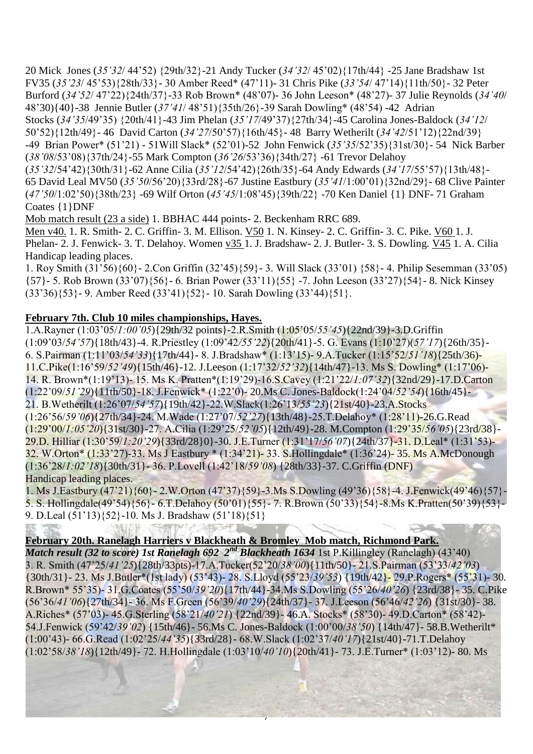20 Mick Jones (*35'32*/ 44'52) {29th/32}-21 Andy Tucker (*34'32*/ 45'02){17th/44} -25 Jane Bradshaw 1st FV35 (*35'23*/ 45'53){28th/33}- 30 Amber Reed* (47'11)- 31 Chris Pike (*33'54*/ 47'14){11th/50}- 32 Peter Burford (*34'52*/ 47'22){24th/37}-33 Rob Brown* (48'07)- 36 John Leeson* (48'27)- 37 Julie Reynolds (*34'40*/ 48'30){40}-38 Jennie Butler (*37'41*/ 48'51){35th/26}-39 Sarah Dowling* (48'54) -42 Adrian Stocks (*34'35*/49'35) {20th/41}-43 Jim Phelan (*35'17*/49'37){27th/34}-45 Carolina Jones-Baldock (*34'12*/ 50'52){12th/49}- 46 David Carton (*34'27*/50'57){16th/45}- 48 Barry Wetherilt (*34'42*/51'12){22nd/39} -49 Brian Power* (51'21) - 51Will Slack* (52'01)-52 John Fenwick (*35'35*/52'35){31st/30}- 54 Nick Barber (*38'08*/53'08){37th/24}-55 Mark Compton (*36'26*/53'36){34th/27} -61 Trevor Delahoy (*35'32*/54'42){30th/31}-62 Anne Cilia (*35'12*/54'42){26th/35}-64 Andy Edwards (*34'17*/55'57){13th/48}- 65 David Leal MV50 (*35'50*/56'20){33rd/28}-67 Justine Eastbury (*35'41*/1:00'01){32nd/29}- 68 Clive Painter (*47'50*/1:02'50){38th/23} -69 Wilf Orton (*45'45*/1:08'45){39th/22} -70 Ken Daniel {1} DNF- 71 Graham Coates {1}DNF

Mob match result (23 a side) 1. BBHAC 444 points- 2. Beckenham RRC 689.

Men v40. 1. R. Smith- 2. C. Griffin- 3. M. Ellison. V50 1. N. Kinsey- 2. C. Griffin- 3. C. Pike. V60 1. J. Phelan- 2. J. Fenwick- 3. T. Delahoy. Women v35 1. J. Bradshaw- 2. J. Butler- 3. S. Dowling. V45 1. A. Cilia

Handicap leading places.

1. Roy Smith (31'56){60}- 2.Con Griffin (32'45){59}- 3. Will Slack (33'01) {58}- 4. Philip Sesemman (33'05) {57}- 5. Rob Brown (33'07){56}- 6. Brian Power (33'11){55} -7. John Leeson (33'27){54}- 8. Nick Kinsey (33'36){53}- 9. Amber Reed (33'41){52}- 10. Sarah Dowling (33'44){51}.

**February 7th. Club 10 miles championships, Hayes.**

1.A.Rayner (1:03'05/*1:00'05*){29th/32 points}-2.R.Smith (1:05'05/*55'45*){22nd/39}-3.D.Griffin (1:09'03/*54'57*){18th/43}-4. R.Priestley (1:09'42/*55'22*){20th/41}-5. G. Evans (1:10'27)(*57'17*){26th/35}- 6. S.Pairman (1:11'03/*54'33*){17th/44}- 8. J.Bradshaw* (1:13'15)- 9.A.Tucker (1:15'52/*51'18*){25th/36}- 11.C.Pike(1:16'59/*52'49*){15th/46}-12. J.Leeson (1:17'32/*52'32*){14th/47}-13. Ms S. Dowling* (1:17'06)- 14. R. Brown*(1:19'13)- 15. Ms K. Pratten*(1:19'29)-16.S.Cavey (1:21'22/*1:07'32*){32nd/29}-17.D.Carton (1:22'09/*51'29*){11th/50}-18. J.Fenwick* (1:22'0)- 20.Ms C. Jones-Baldock(1:24'04/*52'54*){16th/45}- 21. B.Wetherilt (1:26'07/*54'57*){19th/42}-22.W.Slack(1:26'13/*55'23*){21st/40}-23.A.Stocks (1:26'56/*59'06*){27th/34}-24. M.Wade (1:27'07/*52'27*){13th/48}-25.T.Delahoy* (1:28'11)-26.G.Read (1:29'00/*1:05'20*){31st/30}-27. A.Cilia (1:29'25/*52'05*){12th/49}-28. M.Compton (1:29'35/*56'05*){23rd/38}- 29.D. Hilliar (1:30'59/*1:20'29*){33rd/28}0}-30. J.E.Turner (1:31'17/*56'07*){24th/37}-31. D.Leal* (1:31'53)- 32. W.Orton* (1:33'27)-33. Ms J Eastbury * (1:34'21)- 33. S.Hollingdale* (1:36'24)- 35. Ms A.McDonough (1:36'28/*1:02'18*){30th/31}- 36. P.Lovell (1:42'18/*59'08*) {28th/33}-37. C.Griffin (DNF)

Handicap leading places.

1. Ms J.Eastbury (47'21){60}- 2.W.Orton (47'37){59}-3.Ms S.Dowling (49'36){58}-4. J.Fenwick(49'46){57}- 5. S. Hollingdale(49'54){56}- 6.T.Delahoy (50'01){55}- 7. R.Brown (50'33){54}-8.Ms K.Pratten(50'39){53}- 9. D.Leal (51'13){52}-10. Ms J. Bradshaw (51'18){51}

**February 20th. Ranelagh Harriers v Blackheath & Bromley Mob match, Richmond Park.**

***Match result (32 to score) 1st Ranelagh 692 2nd Blackheath 1634*** 1st P.Killingley (Ranelagh) (43'40) 3. R. Smith (47'25/*41'25*){28th/33pts)-17.A.Tucker(52'20/*38'00*){11th/50}- 21.S.Pairman (53'33/*42'03*) {30th/31}- 23. Ms J.Butler*(1st lady) (53'43)- 28. S.Lloyd (55'23/*39'53*) {19th/42}- 29.P.Rogers* (55'31)- 30. R.Brown* 55'35)- 31.G.Coates (55'50/*39'20*){17th/44}-34.Ms S.Dowling (55'26/*40'26*) {23rd/38}- 35. C.Pike (56'36/*41'06*){27th/34}- 36. Ms F.Green (56'39/*40'29*){24th/37}- 37. J.Leeson (56'46/*42'26*) {31st/30}- 38. A.Riches* (57'03)- 45.G.Sterling (58'21/*40'21*) {22nd/39}- 46.A. Stocks* (58'30)- 49.D.Carton* (58'42)- 54.J.Fenwick (59'42/*39'02*) {15th/46}- 56.Ms C. Jones-Baldock (1:00'00/*38'50*) {14th/47}- 58.B.Wetherilt* (1:00'43)- 66.G.Read (1:02'25/*44'35*){33rd/28}- 68.W.Slack (1:02'37/*40'17*){21st/40}-71.T.Delahoy (1:02'58/*38'18*){12th/49}- 72. H.Hollingdale (1:03'10/*40'10*){20th/41}- 73. J.E.Turner* (1:03'12)- 80. Ms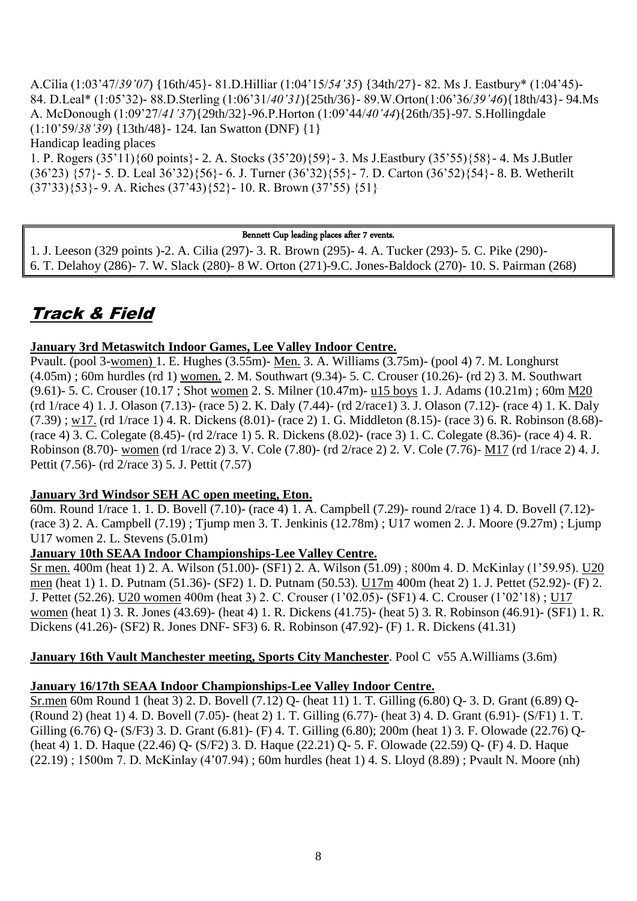A.Cilia (1:03'47/*39'07*) {16th/45}- 81.D.Hilliar (1:04'15/*54'35*) {34th/27}- 82. Ms J. Eastbury* (1:04'45)- 84. D.Leal* (1:05'32)- 88.D.Sterling (1:06'31/*40'31*){25th/36}- 89.W.Orton(1:06'36/*39'46*){18th/43}- 94.Ms A. McDonough (1:09'27/*41'37*){29th/32}-96.P.Horton (1:09'44/*40'44*){26th/35}-97. S.Hollingdale (1:10'59/*38'39*) {13th/48}- 124. Ian Swatton (DNF) {1}

Handicap leading places

1. P. Rogers (35'11){60 points}- 2. A. Stocks (35'20){59}- 3. Ms J.Eastbury (35'55){58}- 4. Ms J.Butler (36'23) {57}- 5. D. Leal 36'32){56}- 6. J. Turner (36'32){55}- 7. D. Carton (36'52){54}- 8. B. Wetherilt (37'33){53}- 9. A. Riches (37'43){52}- 10. R. Brown (37'55) {51}

**Bennett Cup leading places after 7 events.**

1. J. Leeson (329 points )-2. A. Cilia (297)- 3. R. Brown (295)- 4. A. Tucker (293)- 5. C. Pike (290)- 6. T. Delahoy (286)- 7. W. Slack (280)- 8 W. Orton (271)-9.C. Jones-Baldock (270)- 10. S. Pairman (268)

# Track & Field

**January 3rd Metaswitch Indoor Games, Lee Valley Indoor Centre.**

Pvault. (pool 3-women) 1. E. Hughes (3.55m)- Men. 3. A. Williams (3.75m)- (pool 4) 7. M. Longhurst (4.05m) ; 60m hurdles (rd 1) women. 2. M. Southwart (9.34)- 5. C. Crouser (10.26)- (rd 2) 3. M. Southwart (9.61)- 5. C. Crouser (10.17 ; Shot women 2. S. Milner (10.47m)- u15 boys 1. J. Adams (10.21m) ; 60m M20 (rd 1/race 4) 1. J. Olason (7.13)- (race 5) 2. K. Daly (7.44)- (rd 2/race1) 3. J. Olason (7.12)- (race 4) 1. K. Daly (7.39) ; w17. (rd 1/race 1) 4. R. Dickens (8.01)- (race 2) 1. G. Middleton (8.15)- (race 3) 6. R. Robinson (8.68)- (race 4) 3. C. Colegate (8.45)- (rd 2/race 1) 5. R. Dickens (8.02)- (race 3) 1. C. Colegate (8.36)- (race 4) 4. R. Robinson (8.70)- women (rd 1/race 2) 3. V. Cole (7.80)- (rd 2/race 2) 2. V. Cole (7.76)- M17 (rd 1/race 2) 4. J. Pettit (7.56)- (rd 2/race 3) 5. J. Pettit (7.57)

**January 3rd Windsor SEH AC open meeting, Eton.**

60m. Round 1/race 1. 1. D. Bovell (7.10)- (race 4) 1. A. Campbell (7.29)- round 2/race 1) 4. D. Bovell (7.12)- (race 3) 2. A. Campbell (7.19) ; Tjump men 3. T. Jenkinis (12.78m) ; U17 women 2. J. Moore (9.27m) ; Ljump U17 women 2. L. Stevens (5.01m)

**January 10th SEAA Indoor Championships-Lee Valley Centre.**

Sr men. 400m (heat 1) 2. A. Wilson (51.00)- (SF1) 2. A. Wilson (51.09) ; 800m 4. D. McKinlay (1'59.95). U20 men (heat 1) 1. D. Putnam (51.36)- (SF2) 1. D. Putnam (50.53). U17m 400m (heat 2) 1. J. Pettet (52.92)- (F) 2. J. Pettet (52.26). U20 women 400m (heat 3) 2. C. Crouser (1'02.05)- (SF1) 4. C. Crouser (1'02'18) ; U17 women (heat 1) 3. R. Jones (43.69)- (heat 4) 1. R. Dickens (41.75)- (heat 5) 3. R. Robinson (46.91)- (SF1) 1. R. Dickens (41.26)- (SF2) R. Jones DNF- SF3) 6. R. Robinson (47.92)- (F) 1. R. Dickens (41.31)

**January 16th Vault Manchester meeting, Sports City Manchester**. Pool C v55 A.Williams (3.6m)

**January 16/17th SEAA Indoor Championships-Lee Valley Indoor Centre.**

Sr.men 60m Round 1 (heat 3) 2. D. Bovell (7.12) Q- (heat 11) 1. T. Gilling (6.80) Q- 3. D. Grant (6.89) Q- (Round 2) (heat 1) 4. D. Bovell (7.05)- (heat 2) 1. T. Gilling (6.77)- (heat 3) 4. D. Grant (6.91)- (S/F1) 1. T. Gilling (6.76) Q- (S/F3) 3. D. Grant (6.81)- (F) 4. T. Gilling (6.80); 200m (heat 1) 3. F. Olowade (22.76) Q- (heat 4) 1. D. Haque (22.46) Q- (S/F2) 3. D. Haque (22.21) Q- 5. F. Olowade (22.59) Q- (F) 4. D. Haque (22.19) ; 1500m 7. D. McKinlay (4'07.94) ; 60m hurdles (heat 1) 4. S. Lloyd (8.89) ; Pvault N. Moore (nh)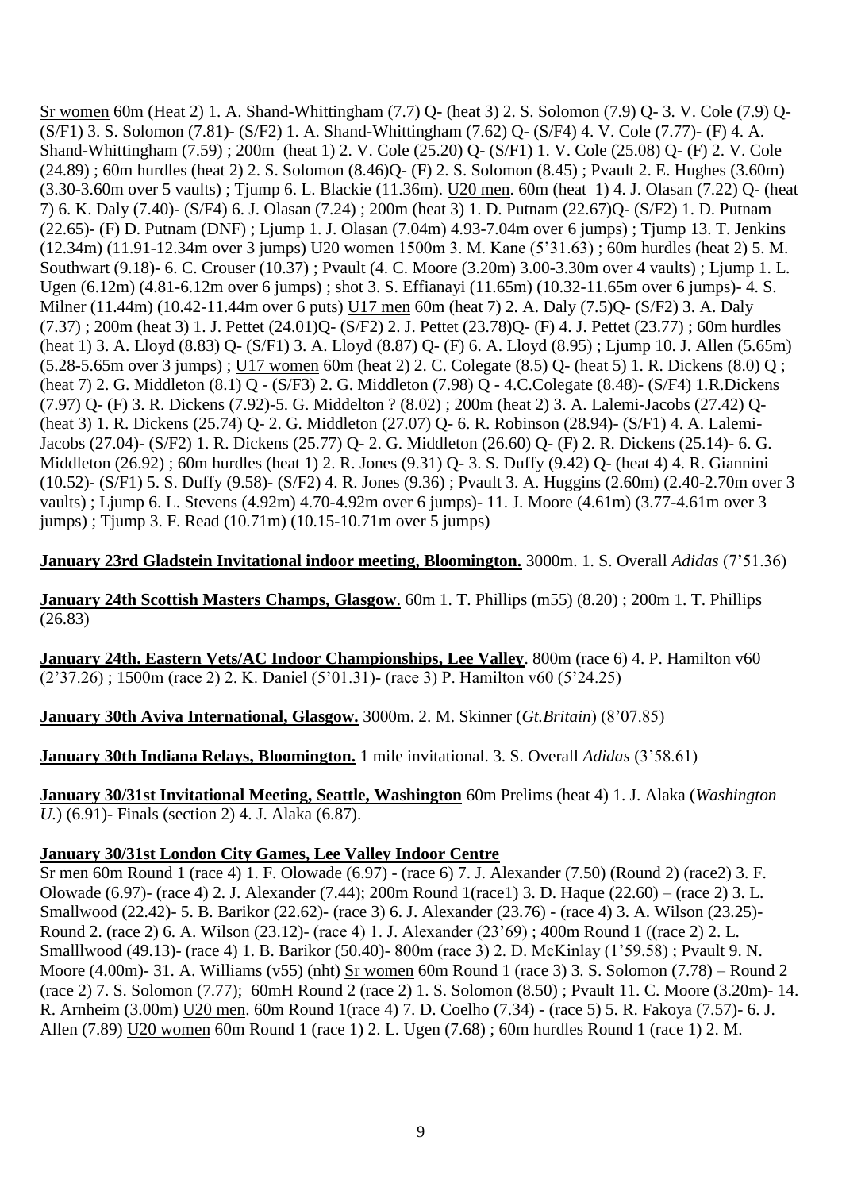Sr women 60m (Heat 2) 1. A. Shand-Whittingham (7.7) Q- (heat 3) 2. S. Solomon (7.9) Q- 3. V. Cole (7.9) Q- (S/F1) 3. S. Solomon (7.81)- (S/F2) 1. A. Shand-Whittingham (7.62) Q- (S/F4) 4. V. Cole (7.77)- (F) 4. A. Shand-Whittingham (7.59) ; 200m (heat 1) 2. V. Cole (25.20) Q- (S/F1) 1. V. Cole (25.08) Q- (F) 2. V. Cole (24.89) ; 60m hurdles (heat 2) 2. S. Solomon (8.46)Q- (F) 2. S. Solomon (8.45) ; Pvault 2. E. Hughes (3.60m) (3.30-3.60m over 5 vaults) ; Tjump 6. L. Blackie (11.36m). U20 men. 60m (heat 1) 4. J. Olasan (7.22) Q- (heat 7) 6. K. Daly (7.40)- (S/F4) 6. J. Olasan (7.24) ; 200m (heat 3) 1. D. Putnam (22.67)Q- (S/F2) 1. D. Putnam (22.65)- (F) D. Putnam (DNF) ; Ljump 1. J. Olasan (7.04m) 4.93-7.04m over 6 jumps) ; Tjump 13. T. Jenkins (12.34m) (11.91-12.34m over 3 jumps) U20 women 1500m 3. M. Kane (5'31.63) ; 60m hurdles (heat 2) 5. M. Southwart (9.18)- 6. C. Crouser (10.37) ; Pvault (4. C. Moore (3.20m) 3.00-3.30m over 4 vaults) ; Ljump 1. L. Ugen (6.12m) (4.81-6.12m over 6 jumps) ; shot 3. S. Effianayi (11.65m) (10.32-11.65m over 6 jumps)- 4. S. Milner (11.44m) (10.42-11.44m over 6 puts) U17 men 60m (heat 7) 2. A. Daly (7.5)Q- (S/F2) 3. A. Daly (7.37) ; 200m (heat 3) 1. J. Pettet (24.01)Q- (S/F2) 2. J. Pettet (23.78)Q- (F) 4. J. Pettet (23.77) ; 60m hurdles (heat 1) 3. A. Lloyd (8.83) Q- (S/F1) 3. A. Lloyd (8.87) Q- (F) 6. A. Lloyd (8.95) ; Ljump 10. J. Allen (5.65m) (5.28-5.65m over 3 jumps) ; U17 women 60m (heat 2) 2. C. Colegate (8.5) Q- (heat 5) 1. R. Dickens (8.0) Q ; (heat 7) 2. G. Middleton (8.1) Q - (S/F3) 2. G. Middleton (7.98) Q - 4.C.Colegate (8.48)- (S/F4) 1.R.Dickens (7.97) Q- (F) 3. R. Dickens (7.92)-5. G. Middelton ? (8.02) ; 200m (heat 2) 3. A. Lalemi-Jacobs (27.42) Q- (heat 3) 1. R. Dickens (25.74) Q- 2. G. Middleton (27.07) Q- 6. R. Robinson (28.94)- (S/F1) 4. A. Lalemi-Jacobs (27.04)- (S/F2) 1. R. Dickens (25.77) Q- 2. G. Middleton (26.60) Q- (F) 2. R. Dickens (25.14)- 6. G. Middleton (26.92) ; 60m hurdles (heat 1) 2. R. Jones (9.31) Q- 3. S. Duffy (9.42) Q- (heat 4) 4. R. Giannini (10.52)- (S/F1) 5. S. Duffy (9.58)- (S/F2) 4. R. Jones (9.36) ; Pvault 3. A. Huggins (2.60m) (2.40-2.70m over 3 vaults) ; Ljump 6. L. Stevens (4.92m) 4.70-4.92m over 6 jumps)- 11. J. Moore (4.61m) (3.77-4.61m over 3 jumps) ; Tjump 3. F. Read (10.71m) (10.15-10.71m over 5 jumps)

**January 23rd Gladstein Invitational indoor meeting, Bloomington.** 3000m. 1. S. Overall *Adidas* (7'51.36)

**January 24th Scottish Masters Champs, Glasgow**. 60m 1. T. Phillips (m55) (8.20) ; 200m 1. T. Phillips (26.83)

**January 24th. Eastern Vets/AC Indoor Championships, Lee Valley**. 800m (race 6) 4. P. Hamilton v60 (2'37.26) ; 1500m (race 2) 2. K. Daniel (5'01.31)- (race 3) P. Hamilton v60 (5'24.25)

**January 30th Aviva International, Glasgow.** 3000m. 2. M. Skinner (*Gt.Britain*) (8'07.85)

**January 30th Indiana Relays, Bloomington.** 1 mile invitational. 3. S. Overall *Adidas* (3'58.61)

**January 30/31st Invitational Meeting, Seattle, Washington** 60m Prelims (heat 4) 1. J. Alaka (*Washington U.*) (6.91)- Finals (section 2) 4. J. Alaka (6.87).

**January 30/31st London City Games, Lee Valley Indoor Centre**

Sr men 60m Round 1 (race 4) 1. F. Olowade (6.97) - (race 6) 7. J. Alexander (7.50) (Round 2) (race2) 3. F. Olowade (6.97)- (race 4) 2. J. Alexander (7.44); 200m Round 1(race1) 3. D. Haque (22.60) – (race 2) 3. L. Smallwood (22.42)- 5. B. Barikor (22.62)- (race 3) 6. J. Alexander (23.76) - (race 4) 3. A. Wilson (23.25)- Round 2. (race 2) 6. A. Wilson (23.12)- (race 4) 1. J. Alexander (23'69) ; 400m Round 1 ((race 2) 2. L. Smalllwood (49.13)- (race 4) 1. B. Barikor (50.40)- 800m (race 3) 2. D. McKinlay (1'59.58) ; Pvault 9. N. Moore (4.00m)- 31. A. Williams (v55) (nht) Sr women 60m Round 1 (race 3) 3. S. Solomon (7.78) – Round 2 (race 2) 7. S. Solomon (7.77); 60mH Round 2 (race 2) 1. S. Solomon (8.50) ; Pvault 11. C. Moore (3.20m)- 14. R. Arnheim (3.00m) U20 men. 60m Round 1(race 4) 7. D. Coelho (7.34) - (race 5) 5. R. Fakoya (7.57)- 6. J. Allen (7.89) U20 women 60m Round 1 (race 1) 2. L. Ugen (7.68) ; 60m hurdles Round 1 (race 1) 2. M.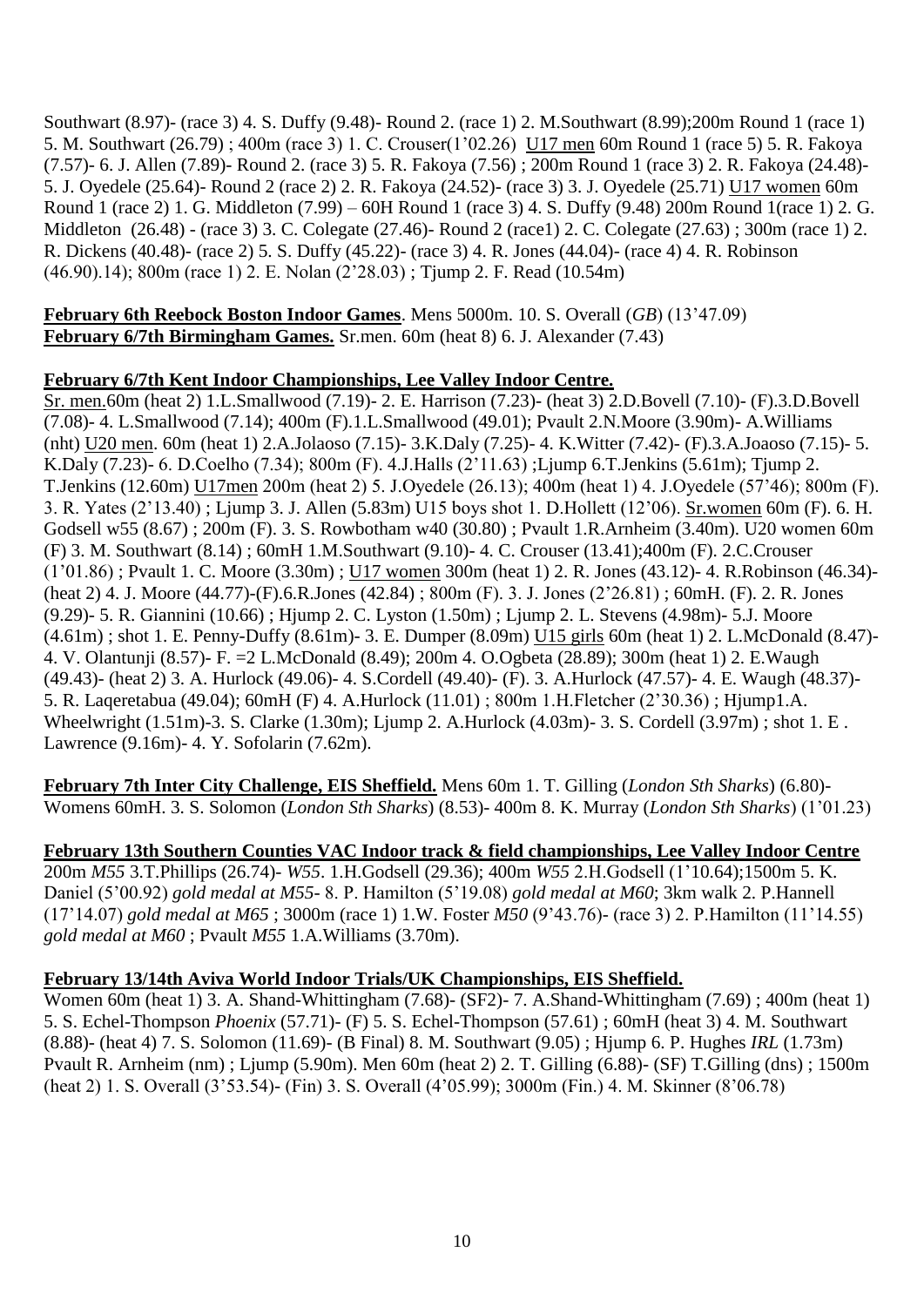Southwart (8.97)- (race 3) 4. S. Duffy (9.48)- Round 2. (race 1) 2. M.Southwart (8.99);200m Round 1 (race 1) 5. M. Southwart (26.79) ; 400m (race 3) 1. C. Crouser(1'02.26) U17 men 60m Round 1 (race 5) 5. R. Fakoya (7.57)- 6. J. Allen (7.89)- Round 2. (race 3) 5. R. Fakoya (7.56) ; 200m Round 1 (race 3) 2. R. Fakoya (24.48)- 5. J. Oyedele (25.64)- Round 2 (race 2) 2. R. Fakoya (24.52)- (race 3) 3. J. Oyedele (25.71) U17 women 60m Round 1 (race 2) 1. G. Middleton (7.99) – 60H Round 1 (race 3) 4. S. Duffy (9.48) 200m Round 1(race 1) 2. G. Middleton (26.48) - (race 3) 3. C. Colegate (27.46)- Round 2 (race1) 2. C. Colegate (27.63) ; 300m (race 1) 2. R. Dickens (40.48)- (race 2) 5. S. Duffy (45.22)- (race 3) 4. R. Jones (44.04)- (race 4) 4. R. Robinson (46.90).14); 800m (race 1) 2. E. Nolan (2'28.03) ; Tjump 2. F. Read (10.54m)

**February 6th Reebock Boston Indoor Games**. Mens 5000m. 10. S. Overall (*GB*) (13'47.09)
**February 6/7th Birmingham Games.** Sr.men. 60m (heat 8) 6. J. Alexander (7.43)

**February 6/7th Kent Indoor Championships, Lee Valley Indoor Centre.**
Sr. men.60m (heat 2) 1.L.Smallwood (7.19)- 2. E. Harrison (7.23)- (heat 3) 2.D.Bovell (7.10)- (F).3.D.Bovell (7.08)- 4. L.Smallwood (7.14); 400m (F).1.L.Smallwood (49.01); Pvault 2.N.Moore (3.90m)- A.Williams (nht) U20 men. 60m (heat 1) 2.A.Jolaoso (7.15)- 3.K.Daly (7.25)- 4. K.Witter (7.42)- (F).3.A.Joaoso (7.15)- 5. K.Daly (7.23)- 6. D.Coelho (7.34); 800m (F). 4.J.Halls (2'11.63) ;Ljump 6.T.Jenkins (5.61m); Tjump 2. T.Jenkins (12.60m) U17men 200m (heat 2) 5. J.Oyedele (26.13); 400m (heat 1) 4. J.Oyedele (57'46); 800m (F). 3. R. Yates (2'13.40) ; Ljump 3. J. Allen (5.83m) U15 boys shot 1. D.Hollett (12'06). Sr.women 60m (F). 6. H. Godsell w55 (8.67) ; 200m (F). 3. S. Rowbotham w40 (30.80) ; Pvault 1.R.Arnheim (3.40m). U20 women 60m (F) 3. M. Southwart (8.14) ; 60mH 1.M.Southwart (9.10)- 4. C. Crouser (13.41);400m (F). 2.C.Crouser (1'01.86) ; Pvault 1. C. Moore (3.30m) ; U17 women 300m (heat 1) 2. R. Jones (43.12)- 4. R.Robinson (46.34)- (heat 2) 4. J. Moore (44.77)-(F).6.R.Jones (42.84) ; 800m (F). 3. J. Jones (2'26.81) ; 60mH. (F). 2. R. Jones (9.29)- 5. R. Giannini (10.66) ; Hjump 2. C. Lyston (1.50m) ; Ljump 2. L. Stevens (4.98m)- 5.J. Moore (4.61m) ; shot 1. E. Penny-Duffy (8.61m)- 3. E. Dumper (8.09m) U15 girls 60m (heat 1) 2. L.McDonald (8.47)- 4. V. Olantunji (8.57)- F. =2 L.McDonald (8.49); 200m 4. O.Ogbeta (28.89); 300m (heat 1) 2. E.Waugh (49.43)- (heat 2) 3. A. Hurlock (49.06)- 4. S.Cordell (49.40)- (F). 3. A.Hurlock (47.57)- 4. E. Waugh (48.37)- 5. R. Laqeretabua (49.04); 60mH (F) 4. A.Hurlock (11.01) ; 800m 1.H.Fletcher (2'30.36) ; Hjump1.A. Wheelwright (1.51m)-3. S. Clarke (1.30m); Ljump 2. A.Hurlock (4.03m)- 3. S. Cordell (3.97m) ; shot 1. E . Lawrence (9.16m)- 4. Y. Sofolarin (7.62m).

**February 7th Inter City Challenge, EIS Sheffield.** Mens 60m 1. T. Gilling (*London Sth Sharks*) (6.80)- Womens 60mH. 3. S. Solomon (*London Sth Sharks*) (8.53)- 400m 8. K. Murray (*London Sth Sharks*) (1'01.23)

**February 13th Southern Counties VAC Indoor track & field championships, Lee Valley Indoor Centre**
200m *M55* 3.T.Phillips (26.74)- *W55*. 1.H.Godsell (29.36); 400m *W55* 2.H.Godsell (1'10.64);1500m 5. K. Daniel (5'00.92) *gold medal at M55*- 8. P. Hamilton (5'19.08) *gold medal at M60*; 3km walk 2. P.Hannell (17'14.07) *gold medal at M65* ; 3000m (race 1) 1.W. Foster *M50* (9'43.76)- (race 3) 2. P.Hamilton (11'14.55) *gold medal at M60* ; Pvault *M55* 1.A.Williams (3.70m).

**February 13/14th Aviva World Indoor Trials/UK Championships, EIS Sheffield.**
Women 60m (heat 1) 3. A. Shand-Whittingham (7.68)- (SF2)- 7. A.Shand-Whittingham (7.69) ; 400m (heat 1) 5. S. Echel-Thompson *Phoenix* (57.71)- (F) 5. S. Echel-Thompson (57.61) ; 60mH (heat 3) 4. M. Southwart (8.88)- (heat 4) 7. S. Solomon (11.69)- (B Final) 8. M. Southwart (9.05) ; Hjump 6. P. Hughes *IRL* (1.73m) Pvault R. Arnheim (nm) ; Ljump (5.90m). Men 60m (heat 2) 2. T. Gilling (6.88)- (SF) T.Gilling (dns) ; 1500m (heat 2) 1. S. Overall (3'53.54)- (Fin) 3. S. Overall (4'05.99); 3000m (Fin.) 4. M. Skinner (8'06.78)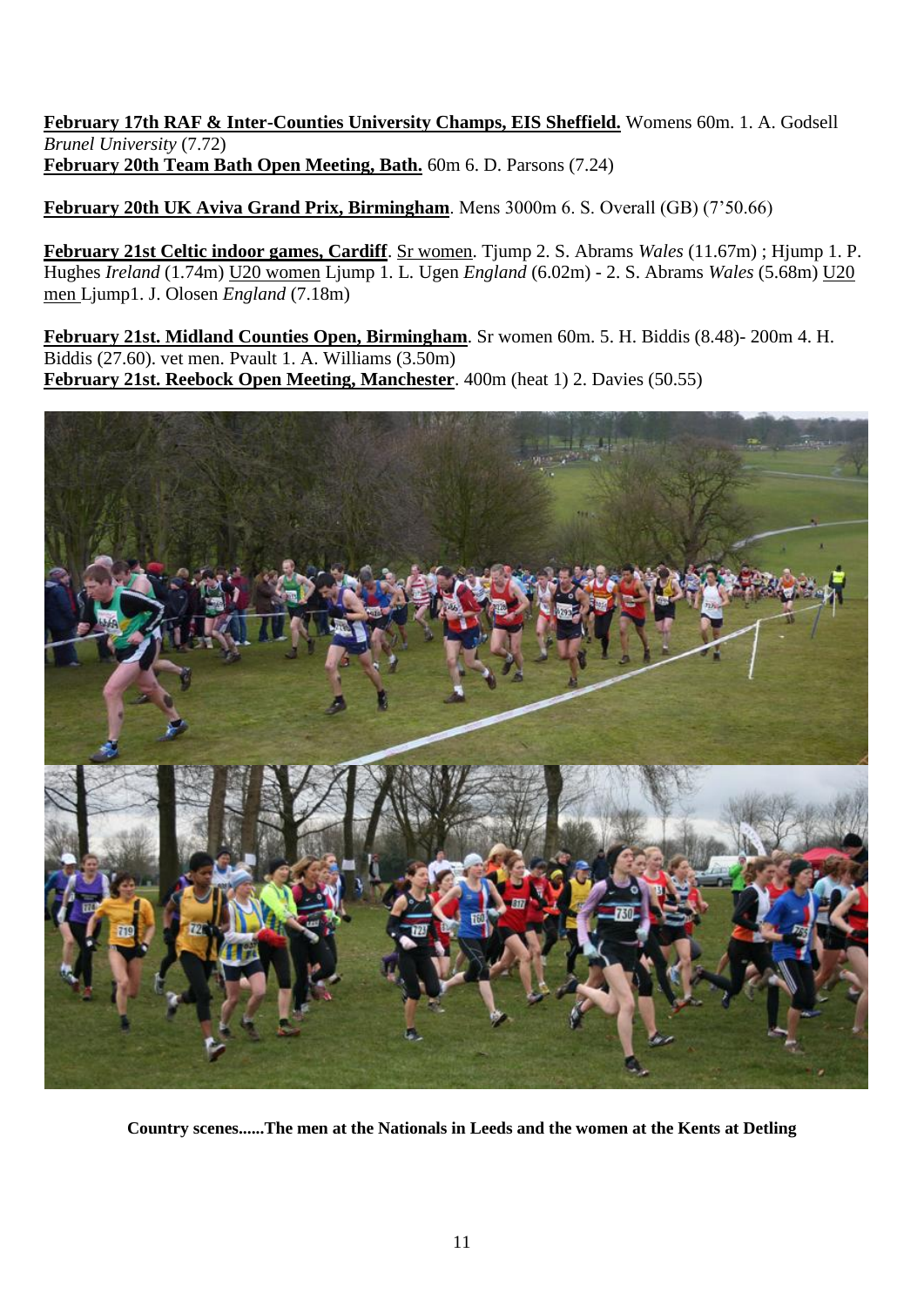**<u>February 17th RAF & Inter-Counties University Champs, EIS Sheffield.</u>** Womens 60m. 1. A. Godsell *Brunel University* (7.72)
**<u>February 20th Team Bath Open Meeting, Bath.</u>** 60m 6. D. Parsons (7.24)

**<u>February 20th UK Aviva Grand Prix, Birmingham</u>**. Mens 3000m 6. S. Overall (GB) (7'50.66)

**<u>February 21st Celtic indoor games, Cardiff</u>**. <u>Sr women</u>. Tjump 2. S. Abrams *Wales* (11.67m) ; Hjump 1. P. Hughes *Ireland* (1.74m) <u>U20 women</u> Ljump 1. L. Ugen *England* (6.02m) - 2. S. Abrams *Wales* (5.68m) <u>U20 men</u> Ljump1. J. Olosen *England* (7.18m)

**<u>February 21st. Midland Counties Open, Birmingham</u>**. Sr women 60m. 5. H. Biddis (8.48)- 200m 4. H. Biddis (27.60). vet men. Pvault 1. A. Williams (3.50m)
**<u>February 21st. Reebock Open Meeting, Manchester</u>**. 400m (heat 1) 2. Davies (50.55)

**Country scenes......The men at the Nationals in Leeds and the women at the Kents at Detling**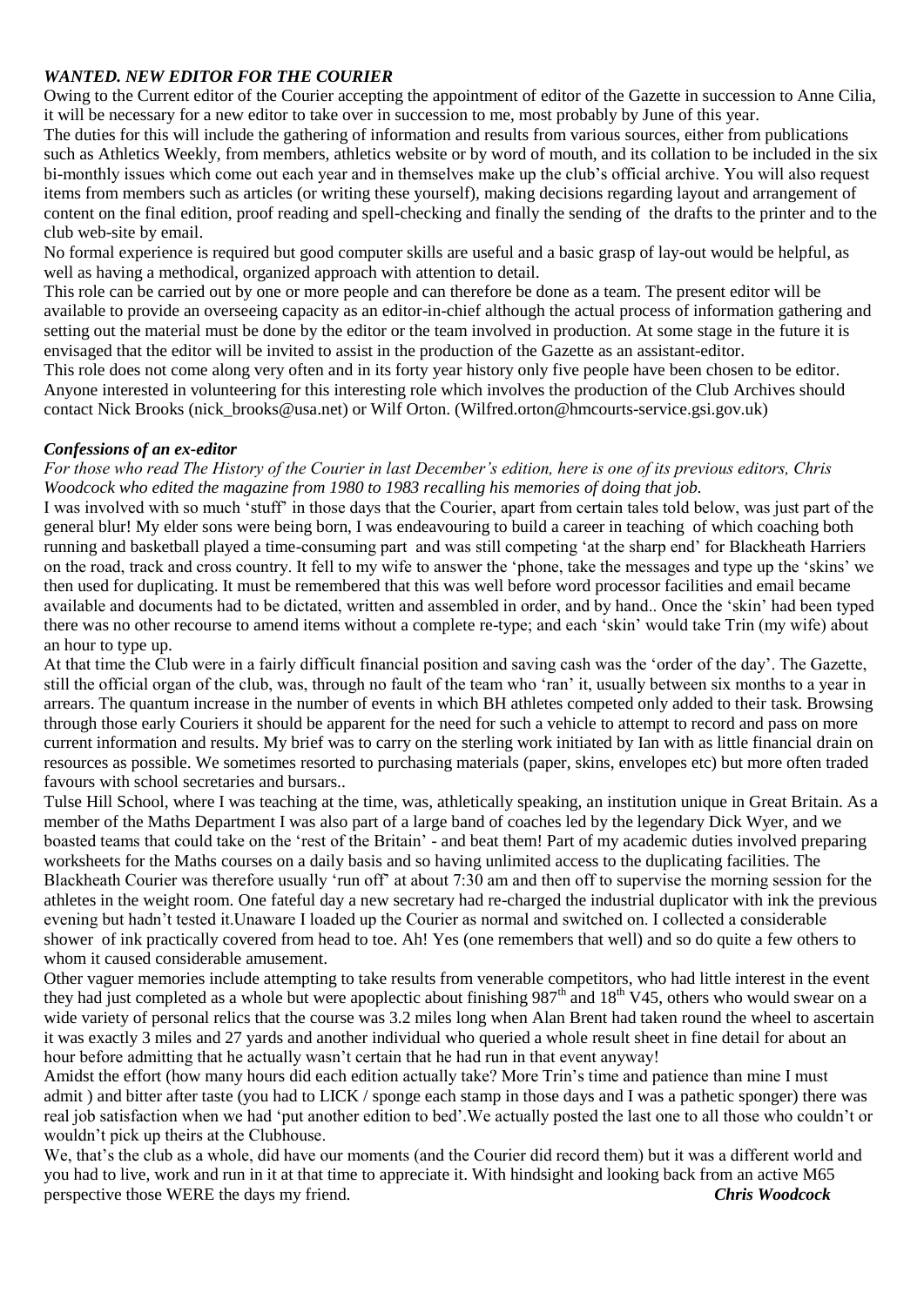### *WANTED. NEW EDITOR FOR THE COURIER*

Owing to the Current editor of the Courier accepting the appointment of editor of the Gazette in succession to Anne Cilia, it will be necessary for a new editor to take over in succession to me, most probably by June of this year.

The duties for this will include the gathering of information and results from various sources, either from publications such as Athletics Weekly, from members, athletics website or by word of mouth, and its collation to be included in the six bi-monthly issues which come out each year and in themselves make up the club's official archive. You will also request items from members such as articles (or writing these yourself), making decisions regarding layout and arrangement of content on the final edition, proof reading and spell-checking and finally the sending of the drafts to the printer and to the club web-site by email.

No formal experience is required but good computer skills are useful and a basic grasp of lay-out would be helpful, as well as having a methodical, organized approach with attention to detail.

This role can be carried out by one or more people and can therefore be done as a team. The present editor will be available to provide an overseeing capacity as an editor-in-chief although the actual process of information gathering and setting out the material must be done by the editor or the team involved in production. At some stage in the future it is envisaged that the editor will be invited to assist in the production of the Gazette as an assistant-editor.

This role does not come along very often and in its forty year history only five people have been chosen to be editor. Anyone interested in volunteering for this interesting role which involves the production of the Club Archives should contact Nick Brooks (nick_brooks@usa.net) or Wilf Orton. (Wilfred.orton@hmcourts-service.gsi.gov.uk)

### *Confessions of an ex-editor*

*For those who read The History of the Courier in last December's edition, here is one of its previous editors, Chris Woodcock who edited the magazine from 1980 to 1983 recalling his memories of doing that job.*

I was involved with so much 'stuff' in those days that the Courier, apart from certain tales told below, was just part of the general blur! My elder sons were being born, I was endeavouring to build a career in teaching of which coaching both running and basketball played a time-consuming part and was still competing 'at the sharp end' for Blackheath Harriers on the road, track and cross country. It fell to my wife to answer the 'phone, take the messages and type up the 'skins' we then used for duplicating. It must be remembered that this was well before word processor facilities and email became available and documents had to be dictated, written and assembled in order, and by hand.. Once the 'skin' had been typed there was no other recourse to amend items without a complete re-type; and each 'skin' would take Trin (my wife) about an hour to type up.

At that time the Club were in a fairly difficult financial position and saving cash was the 'order of the day'. The Gazette, still the official organ of the club, was, through no fault of the team who 'ran' it, usually between six months to a year in arrears. The quantum increase in the number of events in which BH athletes competed only added to their task. Browsing through those early Couriers it should be apparent for the need for such a vehicle to attempt to record and pass on more current information and results. My brief was to carry on the sterling work initiated by Ian with as little financial drain on resources as possible. We sometimes resorted to purchasing materials (paper, skins, envelopes etc) but more often traded favours with school secretaries and bursars..

Tulse Hill School, where I was teaching at the time, was, athletically speaking, an institution unique in Great Britain. As a member of the Maths Department I was also part of a large band of coaches led by the legendary Dick Wyer, and we boasted teams that could take on the 'rest of the Britain' - and beat them! Part of my academic duties involved preparing worksheets for the Maths courses on a daily basis and so having unlimited access to the duplicating facilities. The Blackheath Courier was therefore usually 'run off' at about 7:30 am and then off to supervise the morning session for the athletes in the weight room. One fateful day a new secretary had re-charged the industrial duplicator with ink the previous evening but hadn't tested it.Unaware I loaded up the Courier as normal and switched on. I collected a considerable shower of ink practically covered from head to toe. Ah! Yes (one remembers that well) and so do quite a few others to whom it caused considerable amusement.

Other vaguer memories include attempting to take results from venerable competitors, who had little interest in the event they had just completed as a whole but were apoplectic about finishing 987th and 18th V45, others who would swear on a wide variety of personal relics that the course was 3.2 miles long when Alan Brent had taken round the wheel to ascertain it was exactly 3 miles and 27 yards and another individual who queried a whole result sheet in fine detail for about an hour before admitting that he actually wasn't certain that he had run in that event anyway!

Amidst the effort (how many hours did each edition actually take? More Trin's time and patience than mine I must admit ) and bitter after taste (you had to LICK / sponge each stamp in those days and I was a pathetic sponger) there was real job satisfaction when we had 'put another edition to bed'.We actually posted the last one to all those who couldn't or wouldn't pick up theirs at the Clubhouse.

We, that's the club as a whole, did have our moments (and the Courier did record them) but it was a different world and you had to live, work and run in it at that time to appreciate it. With hindsight and looking back from an active M65 perspective those WERE the days my friend.

***Chris Woodcock***